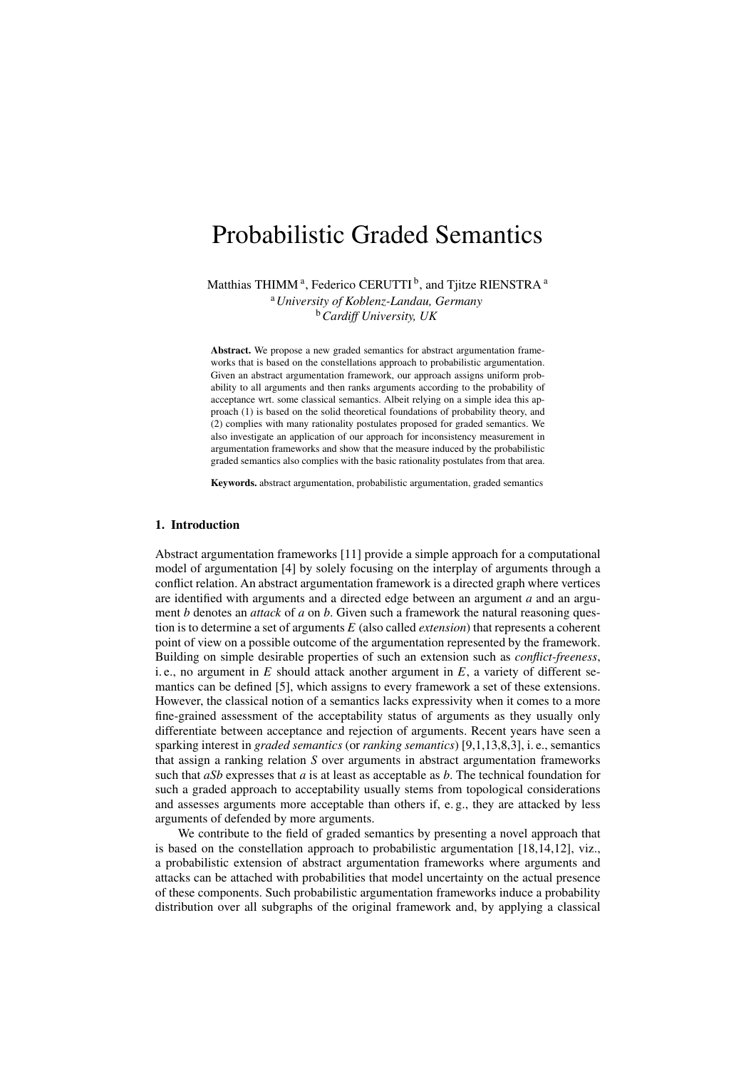# Probabilistic Graded Semantics

Matthias THIMM [a], Federico CERUTTI [b], and Tjitze RIENSTRA [a]

[a] *University of Koblenz-Landau, Germany*
[b] *Cardiff University, UK*

**Abstract.** We propose a new graded semantics for abstract argumentation frameworks that is based on the constellations approach to probabilistic argumentation. Given an abstract argumentation framework, our approach assigns uniform probability to all arguments and then ranks arguments according to the probability of acceptance wrt. some classical semantics. Albeit relying on a simple idea this approach (1) is based on the solid theoretical foundations of probability theory, and (2) complies with many rationality postulates proposed for graded semantics. We also investigate an application of our approach for inconsistency measurement in argumentation frameworks and show that the measure induced by the probabilistic graded semantics also complies with the basic rationality postulates from that area.

**Keywords.** abstract argumentation, probabilistic argumentation, graded semantics

## 1. Introduction

Abstract argumentation frameworks [11] provide a simple approach for a computational model of argumentation [4] by solely focusing on the interplay of arguments through a conflict relation. An abstract argumentation framework is a directed graph where vertices are identified with arguments and a directed edge between an argument *a* and an argument *b* denotes an *attack* of *a* on *b*. Given such a framework the natural reasoning question is to determine a set of arguments *E* (also called *extension*) that represents a coherent point of view on a possible outcome of the argumentation represented by the framework. Building on simple desirable properties of such an extension such as *conflict-freeness*, i. e., no argument in *E* should attack another argument in *E*, a variety of different semantics can be defined [5], which assigns to every framework a set of these extensions. However, the classical notion of a semantics lacks expressivity when it comes to a more fine-grained assessment of the acceptability status of arguments as they usually only differentiate between acceptance and rejection of arguments. Recent years have seen a sparking interest in *graded semantics* (or *ranking semantics*) [9,1,13,8,3], i. e., semantics that assign a ranking relation *S* over arguments in abstract argumentation frameworks such that *aSb* expresses that *a* is at least as acceptable as *b*. The technical foundation for such a graded approach to acceptability usually stems from topological considerations and assesses arguments more acceptable than others if, e. g., they are attacked by less arguments of defended by more arguments.

We contribute to the field of graded semantics by presenting a novel approach that is based on the constellation approach to probabilistic argumentation [18,14,12], viz., a probabilistic extension of abstract argumentation frameworks where arguments and attacks can be attached with probabilities that model uncertainty on the actual presence of these components. Such probabilistic argumentation frameworks induce a probability distribution over all subgraphs of the original framework and, by applying a classical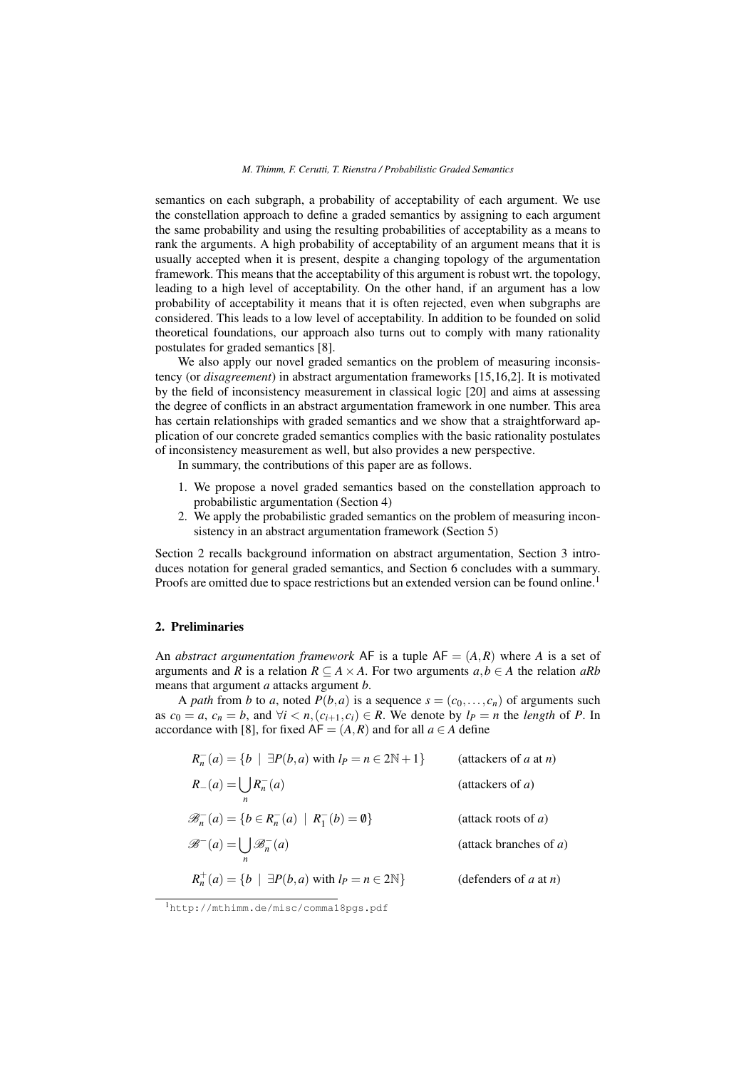semantics on each subgraph, a probability of acceptability of each argument. We use the constellation approach to define a graded semantics by assigning to each argument the same probability and using the resulting probabilities of acceptability as a means to rank the arguments. A high probability of acceptability of an argument means that it is usually accepted when it is present, despite a changing topology of the argumentation framework. This means that the acceptability of this argument is robust wrt. the topology, leading to a high level of acceptability. On the other hand, if an argument has a low probability of acceptability it means that it is often rejected, even when subgraphs are considered. This leads to a low level of acceptability. In addition to be founded on solid theoretical foundations, our approach also turns out to comply with many rationality postulates for graded semantics [8].

We also apply our novel graded semantics on the problem of measuring inconsistency (or *disagreement*) in abstract argumentation frameworks [15,16,2]. It is motivated by the field of inconsistency measurement in classical logic [20] and aims at assessing the degree of conflicts in an abstract argumentation framework in one number. This area has certain relationships with graded semantics and we show that a straightforward application of our concrete graded semantics complies with the basic rationality postulates of inconsistency measurement as well, but also provides a new perspective.

In summary, the contributions of this paper are as follows.

1. We propose a novel graded semantics based on the constellation approach to probabilistic argumentation (Section 4)
2. We apply the probabilistic graded semantics on the problem of measuring inconsistency in an abstract argumentation framework (Section 5)

Section 2 recalls background information on abstract argumentation, Section 3 introduces notation for general graded semantics, and Section 6 concludes with a summary. Proofs are omitted due to space restrictions but an extended version can be found online.[1]

## 2. Preliminaries

An *abstract argumentation framework* $\mathsf{AF}$ is a tuple $\mathsf{AF} = (A, R)$ where $A$ is a set of arguments and $R$ is a relation $R \subseteq A \times A$. For two arguments $a, b \in A$ the relation $aRb$ means that argument $a$ attacks argument $b$.

A *path* from $b$ to $a$, noted $P(b,a)$ is a sequence $s = (c_0, \ldots, c_n)$ of arguments such as $c_0 = a$, $c_n = b$, and $\forall i < n, (c_{i+1}, c_i) \in R$. We denote by $l_P = n$ the *length* of $P$. In accordance with [8], for fixed $\mathsf{AF} = (A, R)$ and for all $a \in A$ define

$$R_n^-(a) = \{b \mid \exists P(b,a) \text{ with } l_P = n \in 2\mathbb{N}+1\} \qquad \text{(attackers of } a \text{ at } n\text{)}$$

$$R_-(a) = \bigcup_n R_n^-(a) \qquad \text{(attackers of } a\text{)}$$

$$\mathscr{B}_n^-(a) = \{b \in R_n^-(a) \mid R_1^-(b) = \emptyset\} \qquad \text{(attack roots of } a\text{)}$$

$$\mathscr{B}^-(a) = \bigcup_n \mathscr{B}_n^-(a) \qquad \text{(attack branches of } a\text{)}$$

$$R_n^+(a) = \{b \mid \exists P(b,a) \text{ with } l_P = n \in 2\mathbb{N}\} \qquad \text{(defenders of } a \text{ at } n\text{)}$$

[1] http://mthimm.de/misc/comma18pgs.pdf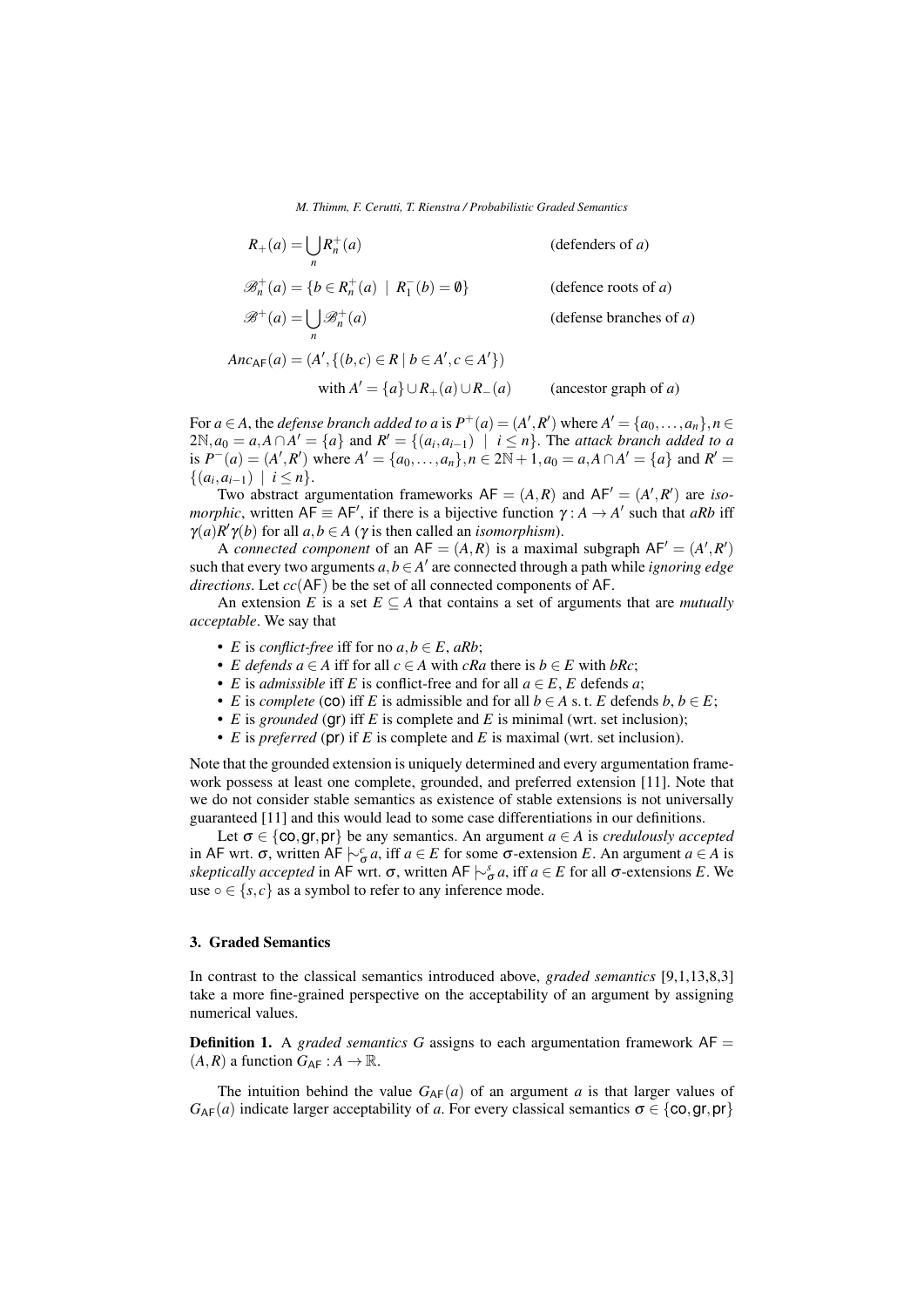$$R_+(a) = \bigcup_n R_n^+(a) \qquad \text{(defenders of } a\text{)}$$

$$\mathscr{B}_n^+(a) = \{b \in R_n^+(a) \mid R_1^-(b) = \emptyset\} \qquad \text{(defence roots of } a\text{)}$$

$$\mathscr{B}^+(a) = \bigcup_n \mathscr{B}_n^+(a) \qquad \text{(defense branches of } a\text{)}$$

$$Anc_{\mathsf{AF}}(a) = (A', \{(b,c) \in R \mid b \in A', c \in A'\})$$

$$\text{with } A' = \{a\} \cup R_+(a) \cup R_-(a) \qquad \text{(ancestor graph of } a\text{)}$$

For $a \in A$, the *defense branch added to a* is $P^+(a) = (A', R')$ where $A' = \{a_0, \ldots, a_n\}, n \in 2\mathbb{N}, a_0 = a, A \cap A' = \{a\}$ and $R' = \{(a_i, a_{i-1}) \mid i \leq n\}$. The *attack branch added to a* is $P^-(a) = (A', R')$ where $A' = \{a_0, \ldots, a_n\}, n \in 2\mathbb{N}+1, a_0 = a, A \cap A' = \{a\}$ and $R' = \{(a_i, a_{i-1}) \mid i \leq n\}$.

Two abstract argumentation frameworks $\mathsf{AF} = (A, R)$ and $\mathsf{AF}' = (A', R')$ are *isomorphic*, written $\mathsf{AF} \equiv \mathsf{AF}'$, if there is a bijective function $\gamma : A \rightarrow A'$ such that $aRb$ iff $\gamma(a)R'\gamma(b)$ for all $a, b \in A$ ($\gamma$ is then called an *isomorphism*).

A *connected component* of an $\mathsf{AF} = (A, R)$ is a maximal subgraph $\mathsf{AF}' = (A', R')$ such that every two arguments $a, b \in A'$ are connected through a path while *ignoring edge directions*. Let $cc(\mathsf{AF})$ be the set of all connected components of $\mathsf{AF}$.

An extension $E$ is a set $E \subseteq A$ that contains a set of arguments that are *mutually acceptable*. We say that

- $E$ is *conflict-free* iff for no $a, b \in E$, $aRb$;
- $E$ *defends* $a \in A$ iff for all $c \in A$ with $cRa$ there is $b \in E$ with $bRc$;
- $E$ is *admissible* iff $E$ is conflict-free and for all $a \in E$, $E$ defends $a$;
- $E$ is *complete* (co) iff $E$ is admissible and for all $b \in A$ s. t. $E$ defends $b$, $b \in E$;
- $E$ is *grounded* (gr) iff $E$ is complete and $E$ is minimal (wrt. set inclusion);
- $E$ is *preferred* (pr) if $E$ is complete and $E$ is maximal (wrt. set inclusion).

Note that the grounded extension is uniquely determined and every argumentation framework possess at least one complete, grounded, and preferred extension [11]. Note that we do not consider stable semantics as existence of stable extensions is not universally guaranteed [11] and this would lead to some case differentiations in our definitions.

Let $\sigma \in \{\mathsf{co}, \mathsf{gr}, \mathsf{pr}\}$ be any semantics. An argument $a \in A$ is *credulously accepted* in $\mathsf{AF}$ wrt. $\sigma$, written $\mathsf{AF} \mid\!\sim^c_\sigma a$, iff $a \in E$ for some $\sigma$-extension $E$. An argument $a \in A$ is *skeptically accepted* in $\mathsf{AF}$ wrt. $\sigma$, written $\mathsf{AF} \mid\!\sim^s_\sigma a$, iff $a \in E$ for all $\sigma$-extensions $E$. We use $\circ \in \{s, c\}$ as a symbol to refer to any inference mode.

## 3. Graded Semantics

In contrast to the classical semantics introduced above, *graded semantics* [9,1,13,8,3] take a more fine-grained perspective on the acceptability of an argument by assigning numerical values.

**Definition 1.** A *graded semantics* $G$ assigns to each argumentation framework $\mathsf{AF} = (A, R)$ a function $G_{\mathsf{AF}} : A \rightarrow \mathbb{R}$.

The intuition behind the value $G_{\mathsf{AF}}(a)$ of an argument $a$ is that larger values of $G_{\mathsf{AF}}(a)$ indicate larger acceptability of $a$. For every classical semantics $\sigma \in \{\mathsf{co}, \mathsf{gr}, \mathsf{pr}\}$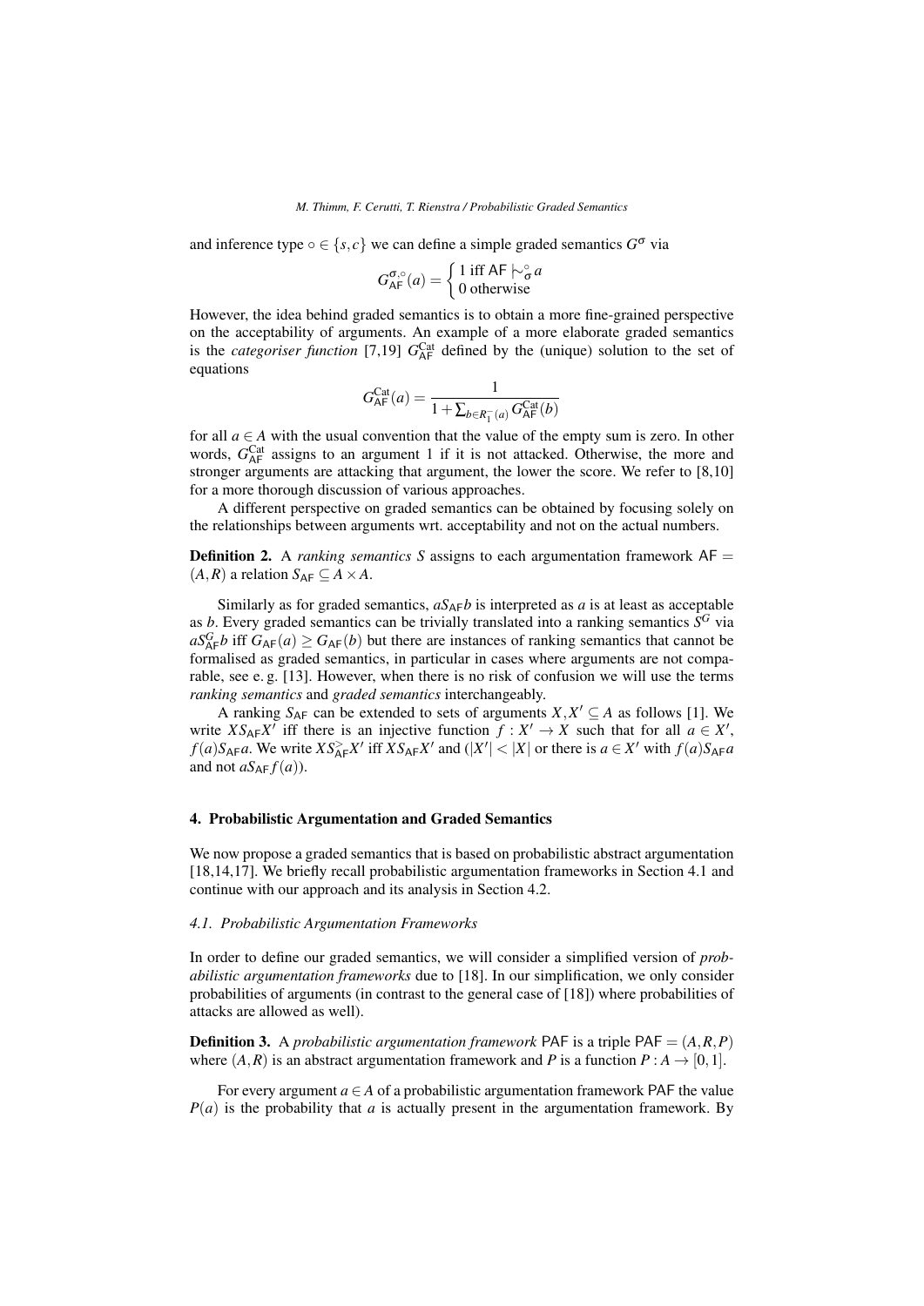and inference type $\circ \in \{s,c\}$ we can define a simple graded semantics $G^{\sigma}$ via

$$G^{\sigma,\circ}_{\mathsf{AF}}(a) = \begin{cases} 1 \text{ iff } \mathsf{AF} \mathrel{|\!\!\sim}^{\circ}_{\sigma} a \\ 0 \text{ otherwise} \end{cases}$$

However, the idea behind graded semantics is to obtain a more fine-grained perspective on the acceptability of arguments. An example of a more elaborate graded semantics is the *categoriser function* [7,19] $G^{\text{Cat}}_{\mathsf{AF}}$ defined by the (unique) solution to the set of equations

$$G^{\text{Cat}}_{\mathsf{AF}}(a) = \frac{1}{1+\sum_{b \in R^{-}_{1}(a)} G^{\text{Cat}}_{\mathsf{AF}}(b)}$$

for all $a \in A$ with the usual convention that the value of the empty sum is zero. In other words, $G^{\text{Cat}}_{\mathsf{AF}}$ assigns to an argument 1 if it is not attacked. Otherwise, the more and stronger arguments are attacking that argument, the lower the score. We refer to [8,10] for a more thorough discussion of various approaches.

A different perspective on graded semantics can be obtained by focusing solely on the relationships between arguments wrt. acceptability and not on the actual numbers.

**Definition 2.** A *ranking semantics* $S$ assigns to each argumentation framework $\mathsf{AF} = (A,R)$ a relation $S_{\mathsf{AF}} \subseteq A \times A$.

Similarly as for graded semantics, $aS_{\mathsf{AF}}b$ is interpreted as $a$ is at least as acceptable as $b$. Every graded semantics can be trivially translated into a ranking semantics $S^{G}$ via $aS^{G}_{\mathsf{AF}}b$ iff $G_{\mathsf{AF}}(a) \geq G_{\mathsf{AF}}(b)$ but there are instances of ranking semantics that cannot be formalised as graded semantics, in particular in cases where arguments are not comparable, see e. g. [13]. However, when there is no risk of confusion we will use the terms *ranking semantics* and *graded semantics* interchangeably.

A ranking $S_{\mathsf{AF}}$ can be extended to sets of arguments $X, X' \subseteq A$ as follows [1]. We write $XS_{\mathsf{AF}}X'$ iff there is an injective function $f : X' \to X$ such that for all $a \in X'$, $f(a)S_{\mathsf{AF}}a$. We write $XS^{>}_{\mathsf{AF}}X'$ iff $XS_{\mathsf{AF}}X'$ and ($|X'| < |X|$ or there is $a \in X'$ with $f(a)S_{\mathsf{AF}}a$ and not $aS_{\mathsf{AF}}f(a)$).

## 4. Probabilistic Argumentation and Graded Semantics

We now propose a graded semantics that is based on probabilistic abstract argumentation [18,14,17]. We briefly recall probabilistic argumentation frameworks in Section 4.1 and continue with our approach and its analysis in Section 4.2.

### *4.1. Probabilistic Argumentation Frameworks*

In order to define our graded semantics, we will consider a simplified version of *probabilistic argumentation frameworks* due to [18]. In our simplification, we only consider probabilities of arguments (in contrast to the general case of [18]) where probabilities of attacks are allowed as well).

**Definition 3.** A *probabilistic argumentation framework* $\mathsf{PAF}$ is a triple $\mathsf{PAF} = (A,R,P)$ where $(A,R)$ is an abstract argumentation framework and $P$ is a function $P : A \to [0,1]$.

For every argument $a \in A$ of a probabilistic argumentation framework $\mathsf{PAF}$ the value $P(a)$ is the probability that $a$ is actually present in the argumentation framework. By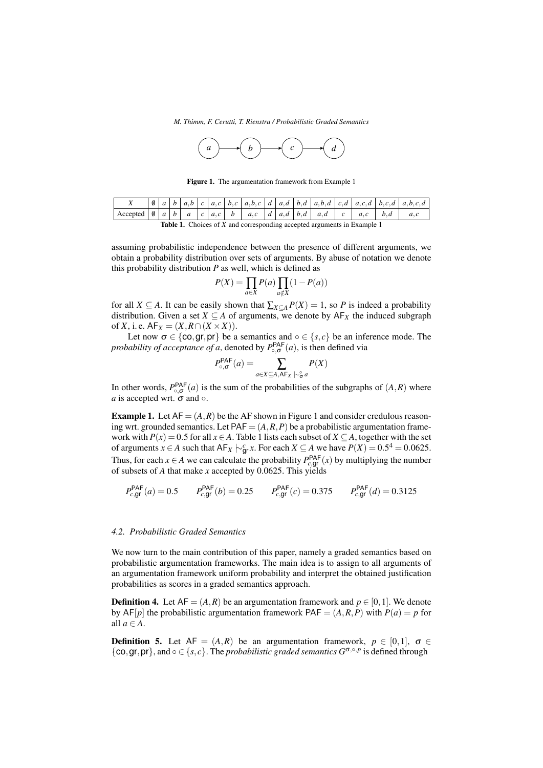Figure 1. The argumentation framework from Example 1

| $X$ | $\emptyset$ | $a$ | $b$ | $a,b$ | $c$ | $a,c$ | $b,c$ | $a,b,c$ | $d$ | $a,d$ | $b,d$ | $a,b,d$ | $c,d$ | $a,c,d$ | $b,c,d$ | $a,b,c,d$ |
|---|---|---|---|---|---|---|---|---|---|---|---|---|---|---|---|---|
| Accepted | $\emptyset$ | $a$ | $b$ | $a$ | $c$ | $a,c$ | $b$ | $a,c$ | $d$ | $a,d$ | $b,d$ | $a,d$ | $c$ | $a,c$ | $b,d$ | $a,c$ |

**Table 1.** Choices of $X$ and corresponding accepted arguments in Example 1

assuming probabilistic independence between the presence of different arguments, we obtain a probability distribution over sets of arguments. By abuse of notation we denote this probability distribution $P$ as well, which is defined as

$$P(X) = \prod_{a \in X} P(a) \prod_{a \notin X} (1 - P(a))$$

for all $X \subseteq A$. It can be easily shown that $\sum_{X \subseteq A} P(X) = 1$, so $P$ is indeed a probability distribution. Given a set $X \subseteq A$ of arguments, we denote by $\mathsf{AF}_X$ the induced subgraph of $X$, i. e. $\mathsf{AF}_X = (X, R \cap (X \times X))$.

Let now $\sigma \in \{\mathsf{co}, \mathsf{gr}, \mathsf{pr}\}$ be a semantics and $\circ \in \{s, c\}$ be an inference mode. The *probability of acceptance of $a$*, denoted by $P^{\mathsf{PAF}}_{\circ,\sigma}(a)$, is then defined via

$$P^{\mathsf{PAF}}_{\circ,\sigma}(a) = \sum_{a \in X \subseteq A, \mathsf{AF}_X \mid\sim^{\circ}_{\sigma} a} P(X)$$

In other words, $P^{\mathsf{PAF}}_{\circ,\sigma}(a)$ is the sum of the probabilities of the subgraphs of $(A,R)$ where $a$ is accepted wrt. $\sigma$ and $\circ$.

**Example 1.** Let $\mathsf{AF} = (A,R)$ be the AF shown in Figure 1 and consider credulous reasoning wrt. grounded semantics. Let $\mathsf{PAF} = (A,R,P)$ be a probabilistic argumentation framework with $P(x) = 0.5$ for all $x \in A$. Table 1 lists each subset of $X \subseteq A$, together with the set of arguments $x \in A$ such that $\mathsf{AF}_X \mid\sim^{c}_{\mathsf{gr}} x$. For each $X \subseteq A$ we have $P(X) = 0.5^4 = 0.0625$. Thus, for each $x \in A$ we can calculate the probability $P^{\mathsf{PAF}}_{c,\mathsf{gr}}(x)$ by multiplying the number of subsets of $A$ that make $x$ accepted by 0.0625. This yields

$$P^{\mathsf{PAF}}_{c,\mathsf{gr}}(a) = 0.5 \qquad P^{\mathsf{PAF}}_{c,\mathsf{gr}}(b) = 0.25 \qquad P^{\mathsf{PAF}}_{c,\mathsf{gr}}(c) = 0.375 \qquad P^{\mathsf{PAF}}_{c,\mathsf{gr}}(d) = 0.3125$$

### 4.2. Probabilistic Graded Semantics

We now turn to the main contribution of this paper, namely a graded semantics based on probabilistic argumentation frameworks. The main idea is to assign to all arguments of an argumentation framework uniform probability and interpret the obtained justification probabilities as scores in a graded semantics approach.

**Definition 4.** Let $\mathsf{AF} = (A,R)$ be an argumentation framework and $p \in [0,1]$. We denote by $\mathsf{AF}[p]$ the probabilistic argumentation framework $\mathsf{PAF} = (A,R,P)$ with $P(a) = p$ for all $a \in A$.

**Definition 5.** Let $\mathsf{AF} = (A,R)$ be an argumentation framework, $p \in [0,1]$, $\sigma \in \{\mathsf{co}, \mathsf{gr}, \mathsf{pr}\}$, and $\circ \in \{s, c\}$. The *probabilistic graded semantics* $G^{\sigma,\circ,p}$ is defined through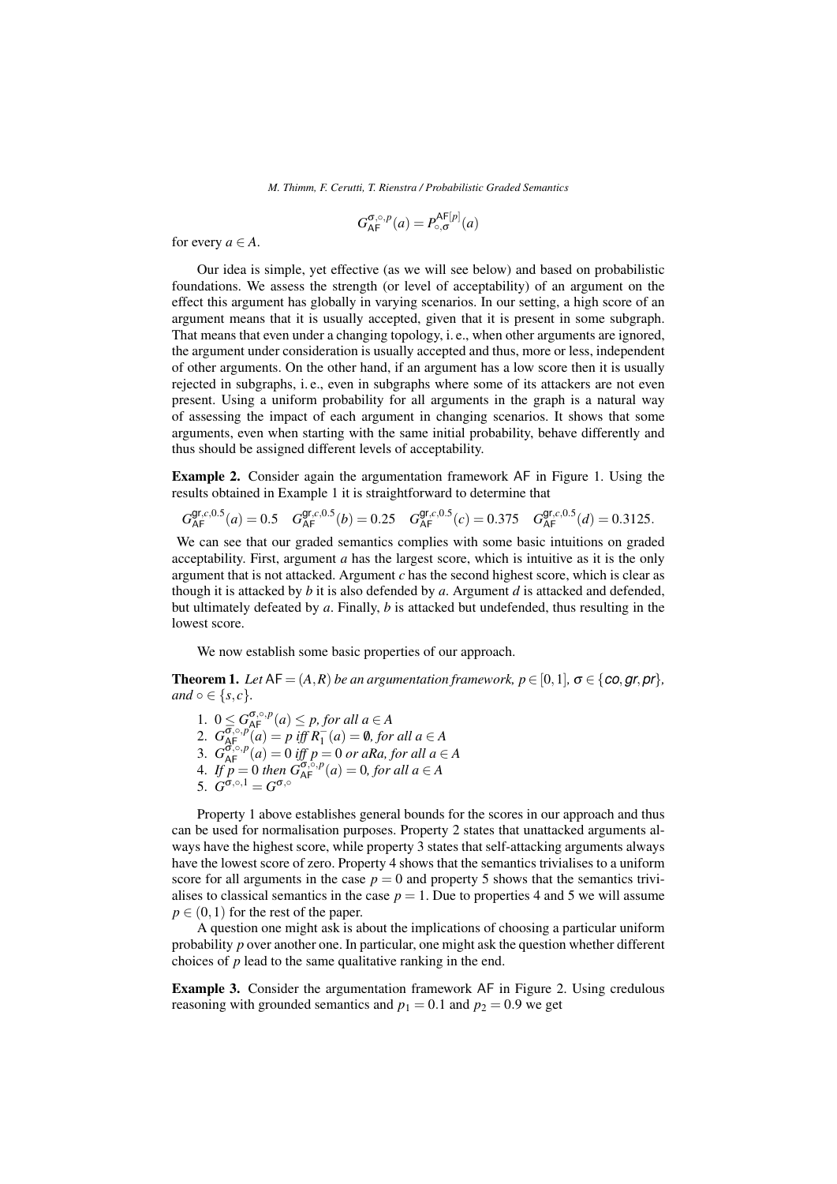$$G^{\sigma,\circ,p}_{\mathsf{AF}}(a) = P^{\mathsf{AF}[p]}_{\circ,\sigma}(a)$$

for every $a \in A$.

Our idea is simple, yet effective (as we will see below) and based on probabilistic foundations. We assess the strength (or level of acceptability) of an argument on the effect this argument has globally in varying scenarios. In our setting, a high score of an argument means that it is usually accepted, given that it is present in some subgraph. That means that even under a changing topology, i. e., when other arguments are ignored, the argument under consideration is usually accepted and thus, more or less, independent of other arguments. On the other hand, if an argument has a low score then it is usually rejected in subgraphs, i. e., even in subgraphs where some of its attackers are not even present. Using a uniform probability for all arguments in the graph is a natural way of assessing the impact of each argument in changing scenarios. It shows that some arguments, even when starting with the same initial probability, behave differently and thus should be assigned different levels of acceptability.

**Example 2.** Consider again the argumentation framework AF in Figure 1. Using the results obtained in Example 1 it is straightforward to determine that

$$G^{\mathsf{gr},c,0.5}_{\mathsf{AF}}(a) = 0.5 \quad G^{\mathsf{gr},c,0.5}_{\mathsf{AF}}(b) = 0.25 \quad G^{\mathsf{gr},c,0.5}_{\mathsf{AF}}(c) = 0.375 \quad G^{\mathsf{gr},c,0.5}_{\mathsf{AF}}(d) = 0.3125.$$

We can see that our graded semantics complies with some basic intuitions on graded acceptability. First, argument $a$ has the largest score, which is intuitive as it is the only argument that is not attacked. Argument $c$ has the second highest score, which is clear as though it is attacked by $b$ it is also defended by $a$. Argument $d$ is attacked and defended, but ultimately defeated by $a$. Finally, $b$ is attacked but undefended, thus resulting in the lowest score.

We now establish some basic properties of our approach.

**Theorem 1.** *Let $\mathsf{AF} = (A,R)$ be an argumentation framework, $p \in [0,1]$, $\sigma \in \{co, gr, pr\}$, and $\circ \in \{s,c\}$.*

1. $0 \leq G^{\sigma,\circ,p}_{\mathsf{AF}}(a) \leq p$*, for all $a \in A$*
2. $G^{\sigma,\circ,p}_{\mathsf{AF}}(a) = p$ *iff $R^-_1(a) = \emptyset$, for all $a \in A$*
3. $G^{\sigma,\circ,p}_{\mathsf{AF}}(a) = 0$ *iff $p = 0$ or $aRa$, for all $a \in A$*
4. *If $p = 0$ then $G^{\sigma,\circ,p}_{\mathsf{AF}}(a) = 0$, for all $a \in A$*
5. $G^{\sigma,\circ,1} = G^{\sigma,\circ}$

Property 1 above establishes general bounds for the scores in our approach and thus can be used for normalisation purposes. Property 2 states that unattacked arguments always have the highest score, while property 3 states that self-attacking arguments always have the lowest score of zero. Property 4 shows that the semantics trivialises to a uniform score for all arguments in the case $p = 0$ and property 5 shows that the semantics trivialises to classical semantics in the case $p = 1$. Due to properties 4 and 5 we will assume $p \in (0,1)$ for the rest of the paper.

A question one might ask is about the implications of choosing a particular uniform probability $p$ over another one. In particular, one might ask the question whether different choices of $p$ lead to the same qualitative ranking in the end.

**Example 3.** Consider the argumentation framework AF in Figure 2. Using credulous reasoning with grounded semantics and $p_1 = 0.1$ and $p_2 = 0.9$ we get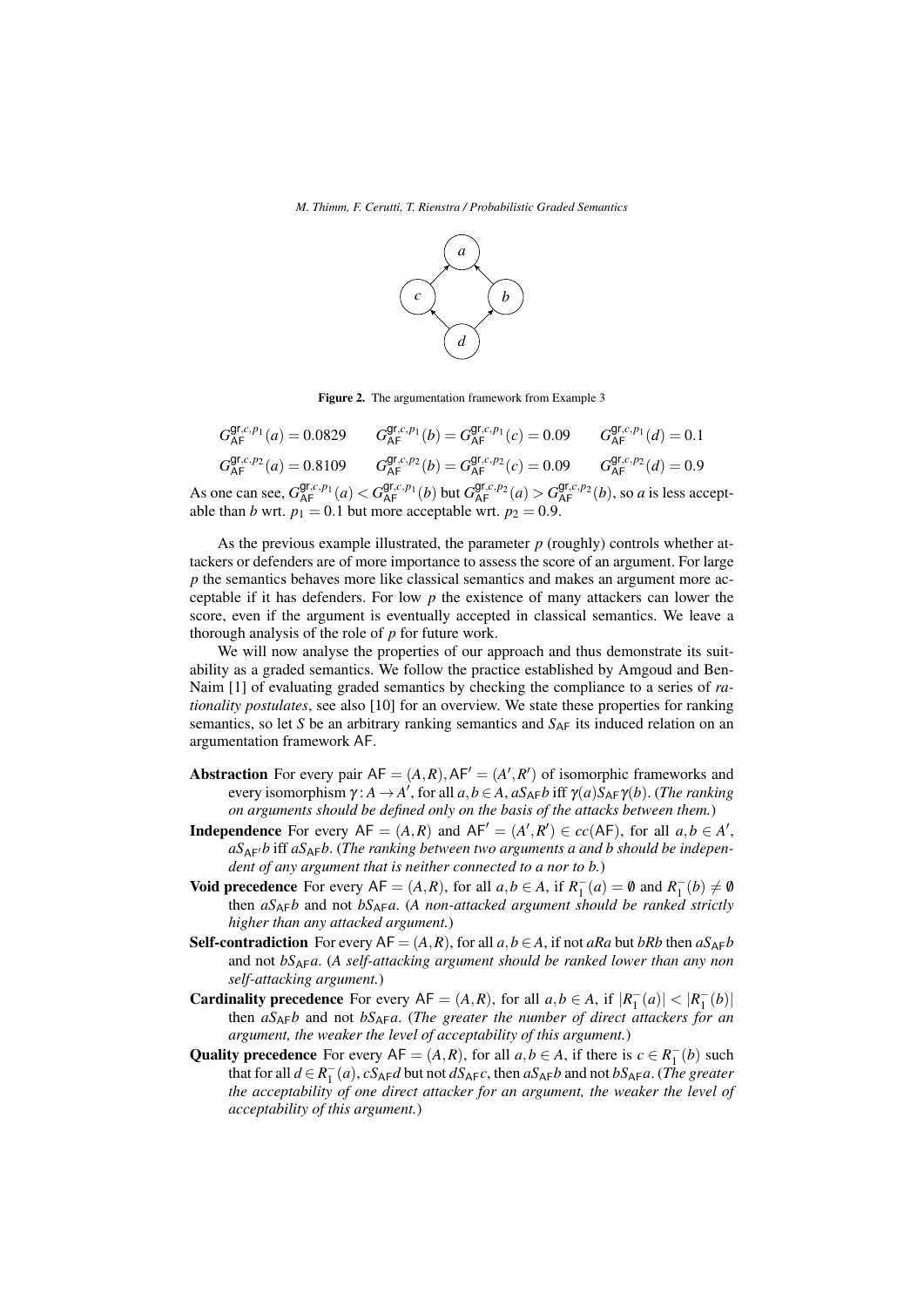Figure 2. The argumentation framework from Example 3

$$G^{\mathsf{gr},c,p_1}_{\mathsf{AF}}(a) = 0.0829 \qquad G^{\mathsf{gr},c,p_1}_{\mathsf{AF}}(b) = G^{\mathsf{gr},c,p_1}_{\mathsf{AF}}(c) = 0.09 \qquad G^{\mathsf{gr},c,p_1}_{\mathsf{AF}}(d) = 0.1$$

$$G^{\mathsf{gr},c,p_2}_{\mathsf{AF}}(a) = 0.8109 \qquad G^{\mathsf{gr},c,p_2}_{\mathsf{AF}}(b) = G^{\mathsf{gr},c,p_2}_{\mathsf{AF}}(c) = 0.09 \qquad G^{\mathsf{gr},c,p_2}_{\mathsf{AF}}(d) = 0.9$$

As one can see, $G^{\mathsf{gr},c,p_1}_{\mathsf{AF}}(a) < G^{\mathsf{gr},c,p_1}_{\mathsf{AF}}(b)$ but $G^{\mathsf{gr},c,p_2}_{\mathsf{AF}}(a) > G^{\mathsf{gr},c,p_2}_{\mathsf{AF}}(b)$, so $a$ is less acceptable than $b$ wrt. $p_1 = 0.1$ but more acceptable wrt. $p_2 = 0.9$.

As the previous example illustrated, the parameter $p$ (roughly) controls whether attackers or defenders are of more importance to assess the score of an argument. For large $p$ the semantics behaves more like classical semantics and makes an argument more acceptable if it has defenders. For low $p$ the existence of many attackers can lower the score, even if the argument is eventually accepted in classical semantics. We leave a thorough analysis of the role of $p$ for future work.

We will now analyse the properties of our approach and thus demonstrate its suitability as a graded semantics. We follow the practice established by Amgoud and Ben-Naim [1] of evaluating graded semantics by checking the compliance to a series of *rationality postulates*, see also [10] for an overview. We state these properties for ranking semantics, so let $S$ be an arbitrary ranking semantics and $S_{\mathsf{AF}}$ its induced relation on an argumentation framework $\mathsf{AF}$.

**Abstraction** For every pair $\mathsf{AF} = (A,R), \mathsf{AF}' = (A',R')$ of isomorphic frameworks and every isomorphism $\gamma : A \to A'$, for all $a,b \in A$, $aS_{\mathsf{AF}}b$ iff $\gamma(a)S_{\mathsf{AF}}\gamma(b)$. (*The ranking on arguments should be defined only on the basis of the attacks between them.*)

**Independence** For every $\mathsf{AF} = (A,R)$ and $\mathsf{AF}' = (A',R') \in cc(\mathsf{AF})$, for all $a,b \in A'$, $aS_{\mathsf{AF}'}b$ iff $aS_{\mathsf{AF}}b$. (*The ranking between two arguments a and b should be independent of any argument that is neither connected to a nor to b.*)

**Void precedence** For every $\mathsf{AF} = (A,R)$, for all $a,b \in A$, if $R_1^-(a) = \emptyset$ and $R_1^-(b) \neq \emptyset$ then $aS_{\mathsf{AF}}b$ and not $bS_{\mathsf{AF}}a$. (*A non-attacked argument should be ranked strictly higher than any attacked argument.*)

**Self-contradiction** For every $\mathsf{AF} = (A,R)$, for all $a,b \in A$, if not $aRa$ but $bRb$ then $aS_{\mathsf{AF}}b$ and not $bS_{\mathsf{AF}}a$. (*A self-attacking argument should be ranked lower than any non self-attacking argument.*)

**Cardinality precedence** For every $\mathsf{AF} = (A,R)$, for all $a,b \in A$, if $|R_1^-(a)| < |R_1^-(b)|$ then $aS_{\mathsf{AF}}b$ and not $bS_{\mathsf{AF}}a$. (*The greater the number of direct attackers for an argument, the weaker the level of acceptability of this argument.*)

**Quality precedence** For every $\mathsf{AF} = (A,R)$, for all $a,b \in A$, if there is $c \in R_1^-(b)$ such that for all $d \in R_1^-(a)$, $cS_{\mathsf{AF}}d$ but not $dS_{\mathsf{AF}}c$, then $aS_{\mathsf{AF}}b$ and not $bS_{\mathsf{AF}}a$. (*The greater the acceptability of one direct attacker for an argument, the weaker the level of acceptability of this argument.*)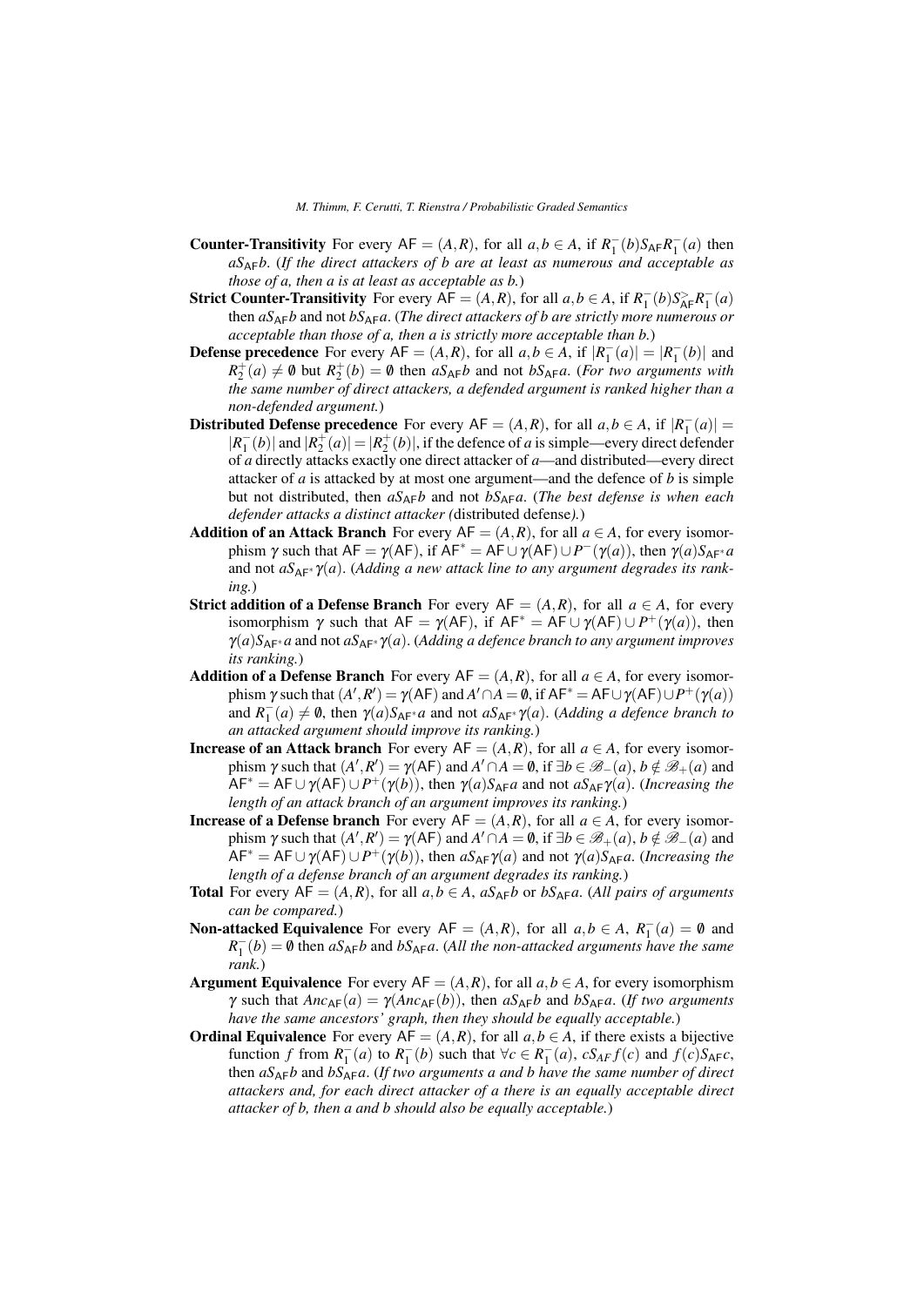**Counter-Transitivity** For every $\mathsf{AF} = (A,R)$, for all $a,b \in A$, if $R_1^-(b) S_{\mathsf{AF}} R_1^-(a)$ then $a S_{\mathsf{AF}} b$. (*If the direct attackers of b are at least as numerous and acceptable as those of a, then a is at least as acceptable as b.*)

**Strict Counter-Transitivity** For every $\mathsf{AF} = (A,R)$, for all $a,b \in A$, if $R_1^-(b) S_{\mathsf{AF}}^{>} R_1^-(a)$ then $a S_{\mathsf{AF}} b$ and not $b S_{\mathsf{AF}} a$. (*The direct attackers of b are strictly more numerous or acceptable than those of a, then a is strictly more acceptable than b.*)

**Defense precedence** For every $\mathsf{AF} = (A,R)$, for all $a,b \in A$, if $|R_1^-(a)| = |R_1^-(b)|$ and $R_2^+(a) \neq \emptyset$ but $R_2^+(b) = \emptyset$ then $a S_{\mathsf{AF}} b$ and not $b S_{\mathsf{AF}} a$. (*For two arguments with the same number of direct attackers, a defended argument is ranked higher than a non-defended argument.*)

**Distributed Defense precedence** For every $\mathsf{AF} = (A,R)$, for all $a,b \in A$, if $|R_1^-(a)| = |R_1^-(b)|$ and $|R_2^+(a)| = |R_2^+(b)|$, if the defence of $a$ is simple—every direct defender of $a$ directly attacks exactly one direct attacker of $a$—and distributed—every direct attacker of $a$ is attacked by at most one argument—and the defence of $b$ is simple but not distributed, then $a S_{\mathsf{AF}} b$ and not $b S_{\mathsf{AF}} a$. (*The best defense is when each defender attacks a distinct attacker (*distributed defense*).*)

**Addition of an Attack Branch** For every $\mathsf{AF} = (A,R)$, for all $a \in A$, for every isomorphism $\gamma$ such that $\mathsf{AF} = \gamma(\mathsf{AF})$, if $\mathsf{AF}^* = \mathsf{AF} \cup \gamma(\mathsf{AF}) \cup P^-(\gamma(a))$, then $\gamma(a) S_{\mathsf{AF}^*} a$ and not $a S_{\mathsf{AF}^*} \gamma(a)$. (*Adding a new attack line to any argument degrades its ranking.*)

**Strict addition of a Defense Branch** For every $\mathsf{AF} = (A,R)$, for all $a \in A$, for every isomorphism $\gamma$ such that $\mathsf{AF} = \gamma(\mathsf{AF})$, if $\mathsf{AF}^* = \mathsf{AF} \cup \gamma(\mathsf{AF}) \cup P^+(\gamma(a))$, then $\gamma(a) S_{\mathsf{AF}^*} a$ and not $a S_{\mathsf{AF}^*} \gamma(a)$. (*Adding a defence branch to any argument improves its ranking.*)

**Addition of a Defense Branch** For every $\mathsf{AF} = (A,R)$, for all $a \in A$, for every isomorphism $\gamma$ such that $(A',R') = \gamma(\mathsf{AF})$ and $A' \cap A = \emptyset$, if $\mathsf{AF}^* = \mathsf{AF} \cup \gamma(\mathsf{AF}) \cup P^+(\gamma(a))$ and $R_1^-(a) \neq \emptyset$, then $\gamma(a) S_{\mathsf{AF}^*} a$ and not $a S_{\mathsf{AF}^*} \gamma(a)$. (*Adding a defence branch to an attacked argument should improve its ranking.*)

**Increase of an Attack branch** For every $\mathsf{AF} = (A,R)$, for all $a \in A$, for every isomorphism $\gamma$ such that $(A',R') = \gamma(\mathsf{AF})$ and $A' \cap A = \emptyset$, if $\exists b \in \mathscr{B}_-(a)$, $b \notin \mathscr{B}_+(a)$ and $\mathsf{AF}^* = \mathsf{AF} \cup \gamma(\mathsf{AF}) \cup P^+(\gamma(b))$, then $\gamma(a) S_{\mathsf{AF}} a$ and not $a S_{\mathsf{AF}} \gamma(a)$. (*Increasing the length of an attack branch of an argument improves its ranking.*)

**Increase of a Defense branch** For every $\mathsf{AF} = (A,R)$, for all $a \in A$, for every isomorphism $\gamma$ such that $(A',R') = \gamma(\mathsf{AF})$ and $A' \cap A = \emptyset$, if $\exists b \in \mathscr{B}_+(a)$, $b \notin \mathscr{B}_-(a)$ and $\mathsf{AF}^* = \mathsf{AF} \cup \gamma(\mathsf{AF}) \cup P^+(\gamma(b))$, then $a S_{\mathsf{AF}} \gamma(a)$ and not $\gamma(a) S_{\mathsf{AF}} a$. (*Increasing the length of a defense branch of an argument degrades its ranking.*)

**Total** For every $\mathsf{AF} = (A,R)$, for all $a,b \in A$, $a S_{\mathsf{AF}} b$ or $b S_{\mathsf{AF}} a$. (*All pairs of arguments can be compared.*)

**Non-attacked Equivalence** For every $\mathsf{AF} = (A,R)$, for all $a,b \in A$, $R_1^-(a) = \emptyset$ and $R_1^-(b) = \emptyset$ then $a S_{\mathsf{AF}} b$ and $b S_{\mathsf{AF}} a$. (*All the non-attacked arguments have the same rank.*)

**Argument Equivalence** For every $\mathsf{AF} = (A,R)$, for all $a,b \in A$, for every isomorphism $\gamma$ such that $Anc_{\mathsf{AF}}(a) = \gamma(Anc_{\mathsf{AF}}(b))$, then $a S_{\mathsf{AF}} b$ and $b S_{\mathsf{AF}} a$. (*If two arguments have the same ancestors' graph, then they should be equally acceptable.*)

**Ordinal Equivalence** For every $\mathsf{AF} = (A,R)$, for all $a,b \in A$, if there exists a bijective function $f$ from $R_1^-(a)$ to $R_1^-(b)$ such that $\forall c \in R_1^-(a)$, $c S_{AF} f(c)$ and $f(c) S_{\mathsf{AF}} c$, then $a S_{\mathsf{AF}} b$ and $b S_{\mathsf{AF}} a$. (*If two arguments a and b have the same number of direct attackers and, for each direct attacker of a there is an equally acceptable direct attacker of b, then a and b should also be equally acceptable.*)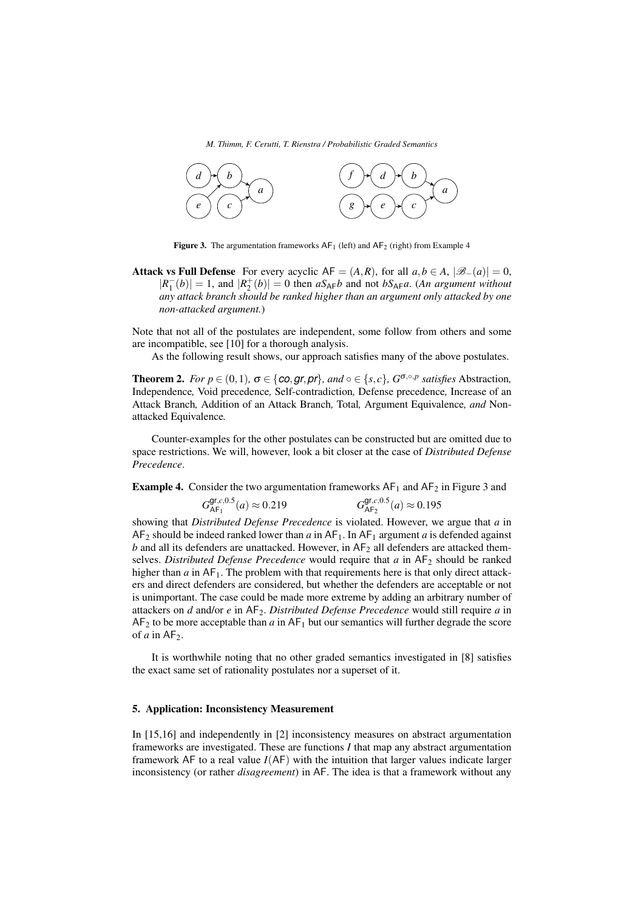**Figure 3.** The argumentation frameworks $\mathsf{AF}_1$ (left) and $\mathsf{AF}_2$ (right) from Example 4

**Attack vs Full Defense** For every acyclic $\mathsf{AF} = (A, R)$, for all $a, b \in A$, $|\mathscr{B}_{-}(a)| = 0$, $|R_1^-(b)| = 1$, and $|R_2^+(b)| = 0$ then $aS_{\mathsf{AF}}b$ and not $bS_{\mathsf{AF}}a$. (*An argument without any attack branch should be ranked higher than an argument only attacked by one non-attacked argument.*)

Note that not all of the postulates are independent, some follow from others and some are incompatible, see [10] for a thorough analysis.

As the following result shows, our approach satisfies many of the above postulates.

**Theorem 2.** *For $p \in (0,1)$, $\sigma \in \{co, gr, pr\}$, and $\circ \in \{s, c\}$, $G^{\sigma,\circ,p}$ satisfies* Abstraction*,* Independence*,* Void precedence*,* Self-contradiction*,* Defense precedence*,* Increase of an Attack Branch*,* Addition of an Attack Branch*,* Total*,* Argument Equivalence*, and* Non-attacked Equivalence*.*

Counter-examples for the other postulates can be constructed but are omitted due to space restrictions. We will, however, look a bit closer at the case of *Distributed Defense Precedence*.

**Example 4.** Consider the two argumentation frameworks $\mathsf{AF}_1$ and $\mathsf{AF}_2$ in Figure 3 and

$$G^{gr,c,0.5}_{\mathsf{AF}_1}(a) \approx 0.219 \qquad\qquad G^{gr,c,0.5}_{\mathsf{AF}_2}(a) \approx 0.195$$

showing that *Distributed Defense Precedence* is violated. However, we argue that $a$ in $\mathsf{AF}_2$ should be indeed ranked lower than $a$ in $\mathsf{AF}_1$. In $\mathsf{AF}_1$ argument $a$ is defended against $b$ and all its defenders are unattacked. However, in $\mathsf{AF}_2$ all defenders are attacked themselves. *Distributed Defense Precedence* would require that $a$ in $\mathsf{AF}_2$ should be ranked higher than $a$ in $\mathsf{AF}_1$. The problem with that requirements here is that only direct attackers and direct defenders are considered, but whether the defenders are acceptable or not is unimportant. The case could be made more extreme by adding an arbitrary number of attackers on $d$ and/or $e$ in $\mathsf{AF}_2$. *Distributed Defense Precedence* would still require $a$ in $\mathsf{AF}_2$ to be more acceptable than $a$ in $\mathsf{AF}_1$ but our semantics will further degrade the score of $a$ in $\mathsf{AF}_2$.

It is worthwhile noting that no other graded semantics investigated in [8] satisfies the exact same set of rationality postulates nor a superset of it.

## 5. Application: Inconsistency Measurement

In [15,16] and independently in [2] inconsistency measures on abstract argumentation frameworks are investigated. These are functions $I$ that map any abstract argumentation framework $\mathsf{AF}$ to a real value $I(\mathsf{AF})$ with the intuition that larger values indicate larger inconsistency (or rather *disagreement*) in $\mathsf{AF}$. The idea is that a framework without any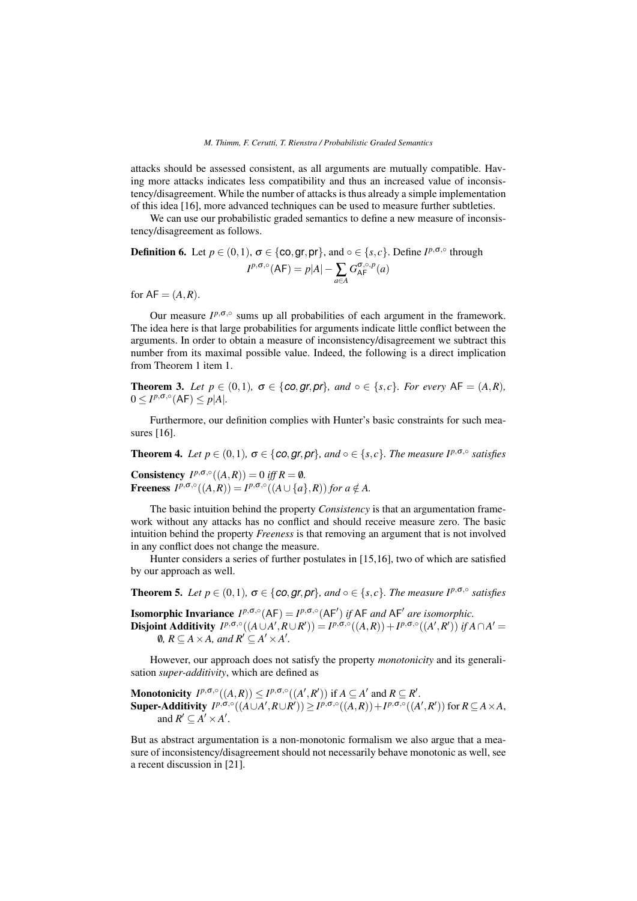attacks should be assessed consistent, as all arguments are mutually compatible. Having more attacks indicates less compatibility and thus an increased value of inconsistency/disagreement. While the number of attacks is thus already a simple implementation of this idea [16], more advanced techniques can be used to measure further subtleties.

We can use our probabilistic graded semantics to define a new measure of inconsistency/disagreement as follows.

**Definition 6.** Let $p \in (0,1)$, $\sigma \in \{\mathsf{co}, \mathsf{gr}, \mathsf{pr}\}$, and $\circ \in \{s, c\}$. Define $I^{p,\sigma,\circ}$ through

$$I^{p,\sigma,\circ}(\mathsf{AF}) = p|A| - \sum_{a \in A} G^{\sigma,\circ,p}_{\mathsf{AF}}(a)$$

for $\mathsf{AF} = (A, R)$.

Our measure $I^{p,\sigma,\circ}$ sums up all probabilities of each argument in the framework. The idea here is that large probabilities for arguments indicate little conflict between the arguments. In order to obtain a measure of inconsistency/disagreement we subtract this number from its maximal possible value. Indeed, the following is a direct implication from Theorem 1 item 1.

**Theorem 3.** *Let $p \in (0,1)$, $\sigma \in \{\mathsf{co}, \mathsf{gr}, \mathsf{pr}\}$, and $\circ \in \{s, c\}$. For every $\mathsf{AF} = (A, R)$, $0 \leq I^{p,\sigma,\circ}(\mathsf{AF}) \leq p|A|$.*

Furthermore, our definition complies with Hunter's basic constraints for such measures [16].

**Theorem 4.** *Let $p \in (0,1)$, $\sigma \in \{\mathsf{co}, \mathsf{gr}, \mathsf{pr}\}$, and $\circ \in \{s, c\}$. The measure $I^{p,\sigma,\circ}$ satisfies*

**Consistency** *$I^{p,\sigma,\circ}((A,R)) = 0$ iff $R = \emptyset$.*
**Freeness** *$I^{p,\sigma,\circ}((A,R)) = I^{p,\sigma,\circ}((A \cup \{a\}, R))$ for $a \notin A$.*

The basic intuition behind the property *Consistency* is that an argumentation framework without any attacks has no conflict and should receive measure zero. The basic intuition behind the property *Freeness* is that removing an argument that is not involved in any conflict does not change the measure.

Hunter considers a series of further postulates in [15,16], two of which are satisfied by our approach as well.

**Theorem 5.** *Let $p \in (0,1)$, $\sigma \in \{\mathsf{co}, \mathsf{gr}, \mathsf{pr}\}$, and $\circ \in \{s, c\}$. The measure $I^{p,\sigma,\circ}$ satisfies*

**Isomorphic Invariance** *$I^{p,\sigma,\circ}(\mathsf{AF}) = I^{p,\sigma,\circ}(\mathsf{AF}')$ if $\mathsf{AF}$ and $\mathsf{AF}'$ are isomorphic.*
**Disjoint Additivity** *$I^{p,\sigma,\circ}((A \cup A', R \cup R')) = I^{p,\sigma,\circ}((A,R)) + I^{p,\sigma,\circ}((A',R'))$ if $A \cap A' = \emptyset$, $R \subseteq A \times A$, and $R' \subseteq A' \times A'$.*

However, our approach does not satisfy the property *monotonicity* and its generalisation *super-additivity*, which are defined as

**Monotonicity** $I^{p,\sigma,\circ}((A,R)) \leq I^{p,\sigma,\circ}((A',R'))$ if $A \subseteq A'$ and $R \subseteq R'$.
**Super-Additivity** $I^{p,\sigma,\circ}((A \cup A', R \cup R')) \geq I^{p,\sigma,\circ}((A,R)) + I^{p,\sigma,\circ}((A',R'))$ for $R \subseteq A \times A$, and $R' \subseteq A' \times A'$.

But as abstract argumentation is a non-monotonic formalism we also argue that a measure of inconsistency/disagreement should not necessarily behave monotonic as well, see a recent discussion in [21].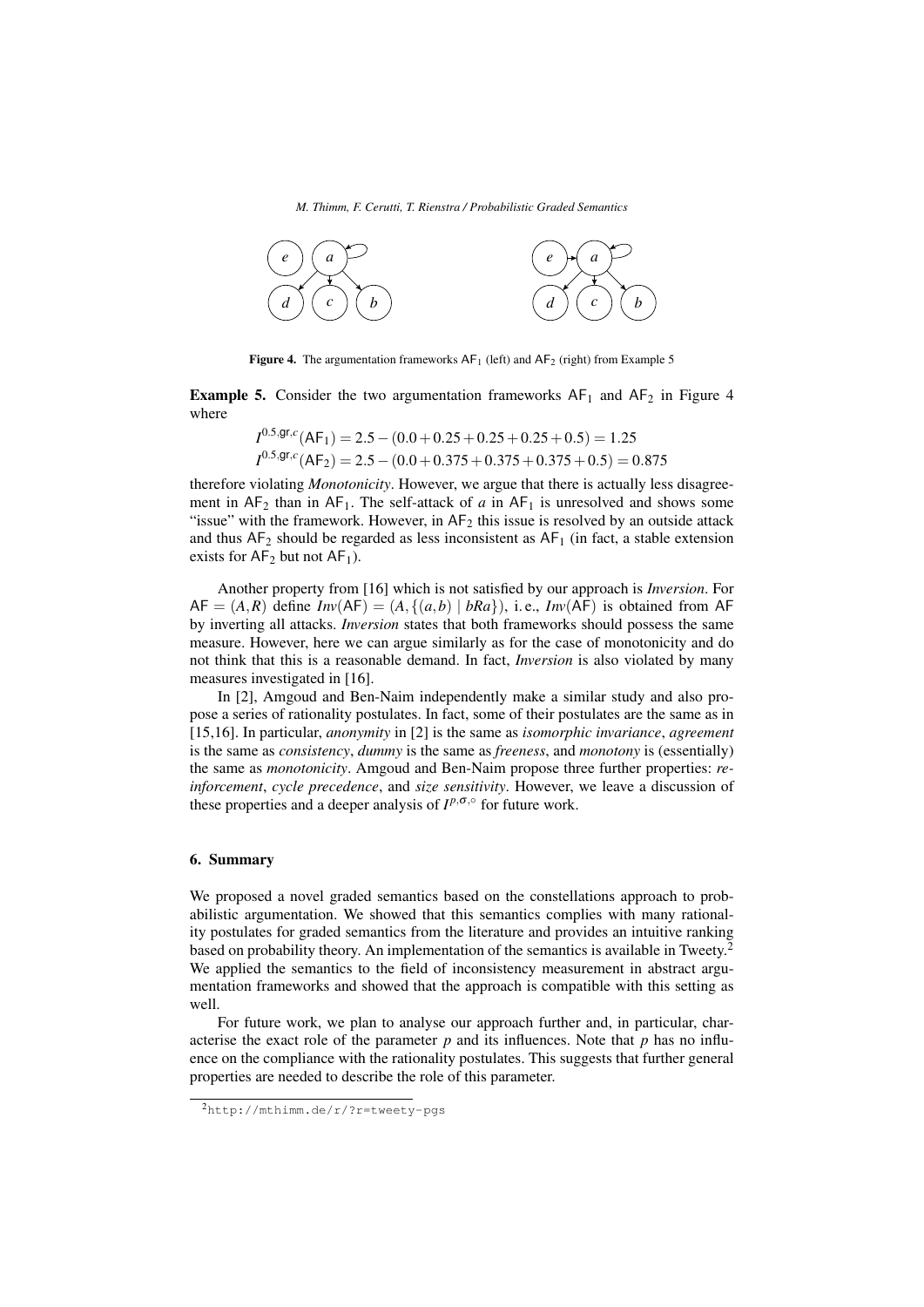**Figure 4.** The argumentation frameworks $\mathsf{AF}_1$ (left) and $\mathsf{AF}_2$ (right) from Example 5

**Example 5.** Consider the two argumentation frameworks $\mathsf{AF}_1$ and $\mathsf{AF}_2$ in Figure 4 where

$$I^{0.5,\mathsf{gr},c}(\mathsf{AF}_1) = 2.5 - (0.0 + 0.25 + 0.25 + 0.25 + 0.5) = 1.25$$
$$I^{0.5,\mathsf{gr},c}(\mathsf{AF}_2) = 2.5 - (0.0 + 0.375 + 0.375 + 0.375 + 0.5) = 0.875$$

therefore violating *Monotonicity*. However, we argue that there is actually less disagreement in $\mathsf{AF}_2$ than in $\mathsf{AF}_1$. The self-attack of $a$ in $\mathsf{AF}_1$ is unresolved and shows some "issue" with the framework. However, in $\mathsf{AF}_2$ this issue is resolved by an outside attack and thus $\mathsf{AF}_2$ should be regarded as less inconsistent as $\mathsf{AF}_1$ (in fact, a stable extension exists for $\mathsf{AF}_2$ but not $\mathsf{AF}_1$).

Another property from [16] which is not satisfied by our approach is *Inversion*. For $\mathsf{AF} = (A, R)$ define $\mathit{Inv}(\mathsf{AF}) = (A, \{(a,b) \mid bRa\})$, i. e., $\mathit{Inv}(\mathsf{AF})$ is obtained from $\mathsf{AF}$ by inverting all attacks. *Inversion* states that both frameworks should possess the same measure. However, here we can argue similarly as for the case of monotonicity and do not think that this is a reasonable demand. In fact, *Inversion* is also violated by many measures investigated in [16].

In [2], Amgoud and Ben-Naim independently make a similar study and also propose a series of rationality postulates. In fact, some of their postulates are the same as in [15,16]. In particular, *anonymity* in [2] is the same as *isomorphic invariance*, *agreement* is the same as *consistency*, *dummy* is the same as *freeness*, and *monotony* is (essentially) the same as *monotonicity*. Amgoud and Ben-Naim propose three further properties: *reinforcement*, *cycle precedence*, and *size sensitivity*. However, we leave a discussion of these properties and a deeper analysis of $I^{p,\sigma,\circ}$ for future work.

## 6. Summary

We proposed a novel graded semantics based on the constellations approach to probabilistic argumentation. We showed that this semantics complies with many rationality postulates for graded semantics from the literature and provides an intuitive ranking based on probability theory. An implementation of the semantics is available in Tweety.[2] We applied the semantics to the field of inconsistency measurement in abstract argumentation frameworks and showed that the approach is compatible with this setting as well.

For future work, we plan to analyse our approach further and, in particular, characterise the exact role of the parameter $p$ and its influences. Note that $p$ has no influence on the compliance with the rationality postulates. This suggests that further general properties are needed to describe the role of this parameter.

[2] http://mthimm.de/r/?r=tweety-pgs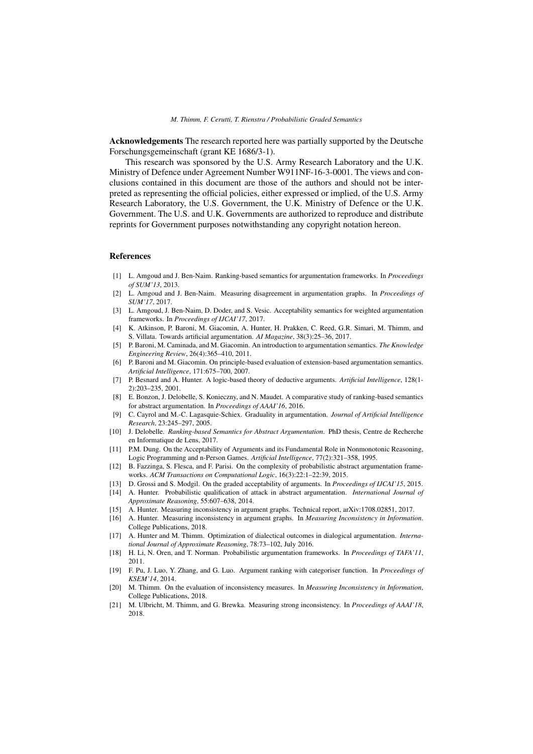**Acknowledgements** The research reported here was partially supported by the Deutsche Forschungsgemeinschaft (grant KE 1686/3-1).

This research was sponsored by the U.S. Army Research Laboratory and the U.K. Ministry of Defence under Agreement Number W911NF-16-3-0001. The views and conclusions contained in this document are those of the authors and should not be interpreted as representing the official policies, either expressed or implied, of the U.S. Army Research Laboratory, the U.S. Government, the U.K. Ministry of Defence or the U.K. Government. The U.S. and U.K. Governments are authorized to reproduce and distribute reprints for Government purposes notwithstanding any copyright notation hereon.

## References

[1] L. Amgoud and J. Ben-Naim. Ranking-based semantics for argumentation frameworks. In *Proceedings of SUM'13*, 2013.

[2] L. Amgoud and J. Ben-Naim. Measuring disagreement in argumentation graphs. In *Proceedings of SUM'17*, 2017.

[3] L. Amgoud, J. Ben-Naim, D. Doder, and S. Vesic. Acceptability semantics for weighted argumentation frameworks. In *Proceedings of IJCAI'17*, 2017.

[4] K. Atkinson, P. Baroni, M. Giacomin, A. Hunter, H. Prakken, C. Reed, G.R. Simari, M. Thimm, and S. Villata. Towards artificial argumentation. *AI Magazine*, 38(3):25–36, 2017.

[5] P. Baroni, M. Caminada, and M. Giacomin. An introduction to argumentation semantics. *The Knowledge Engineering Review*, 26(4):365–410, 2011.

[6] P. Baroni and M. Giacomin. On principle-based evaluation of extension-based argumentation semantics. *Artificial Intelligence*, 171:675–700, 2007.

[7] P. Besnard and A. Hunter. A logic-based theory of deductive arguments. *Artificial Intelligence*, 128(1-2):203–235, 2001.

[8] E. Bonzon, J. Delobelle, S. Konieczny, and N. Maudet. A comparative study of ranking-based semantics for abstract argumentation. In *Proceedings of AAAI'16*, 2016.

[9] C. Cayrol and M.-C. Lagasquie-Schiex. Graduality in argumentation. *Journal of Artificial Intelligence Research*, 23:245–297, 2005.

[10] J. Delobelle. *Ranking-based Semantics for Abstract Argumentation*. PhD thesis, Centre de Recherche en Informatique de Lens, 2017.

[11] P.M. Dung. On the Acceptability of Arguments and its Fundamental Role in Nonmonotonic Reasoning, Logic Programming and n-Person Games. *Artificial Intelligence*, 77(2):321–358, 1995.

[12] B. Fazzinga, S. Flesca, and F. Parisi. On the complexity of probabilistic abstract argumentation frameworks. *ACM Transactions on Computational Logic*, 16(3):22:1–22:39, 2015.

[13] D. Grossi and S. Modgil. On the graded acceptability of arguments. In *Proceedings of IJCAI'15*, 2015.

[14] A. Hunter. Probabilistic qualification of attack in abstract argumentation. *International Journal of Approximate Reasoning*, 55:607–638, 2014.

[15] A. Hunter. Measuring inconsistency in argument graphs. Technical report, arXiv:1708.02851, 2017.

[16] A. Hunter. Measuring inconsistency in argument graphs. In *Measuring Inconsistency in Information*. College Publications, 2018.

[17] A. Hunter and M. Thimm. Optimization of dialectical outcomes in dialogical argumentation. *International Journal of Approximate Reasoning*, 78:73–102, July 2016.

[18] H. Li, N. Oren, and T. Norman. Probabilistic argumentation frameworks. In *Proceedings of TAFA'11*, 2011.

[19] F. Pu, J. Luo, Y. Zhang, and G. Luo. Argument ranking with categoriser function. In *Proceedings of KSEM'14*, 2014.

[20] M. Thimm. On the evaluation of inconsistency measures. In *Measuring Inconsistency in Information*, College Publications, 2018.

[21] M. Ulbricht, M. Thimm, and G. Brewka. Measuring strong inconsistency. In *Proceedings of AAAI'18*, 2018.